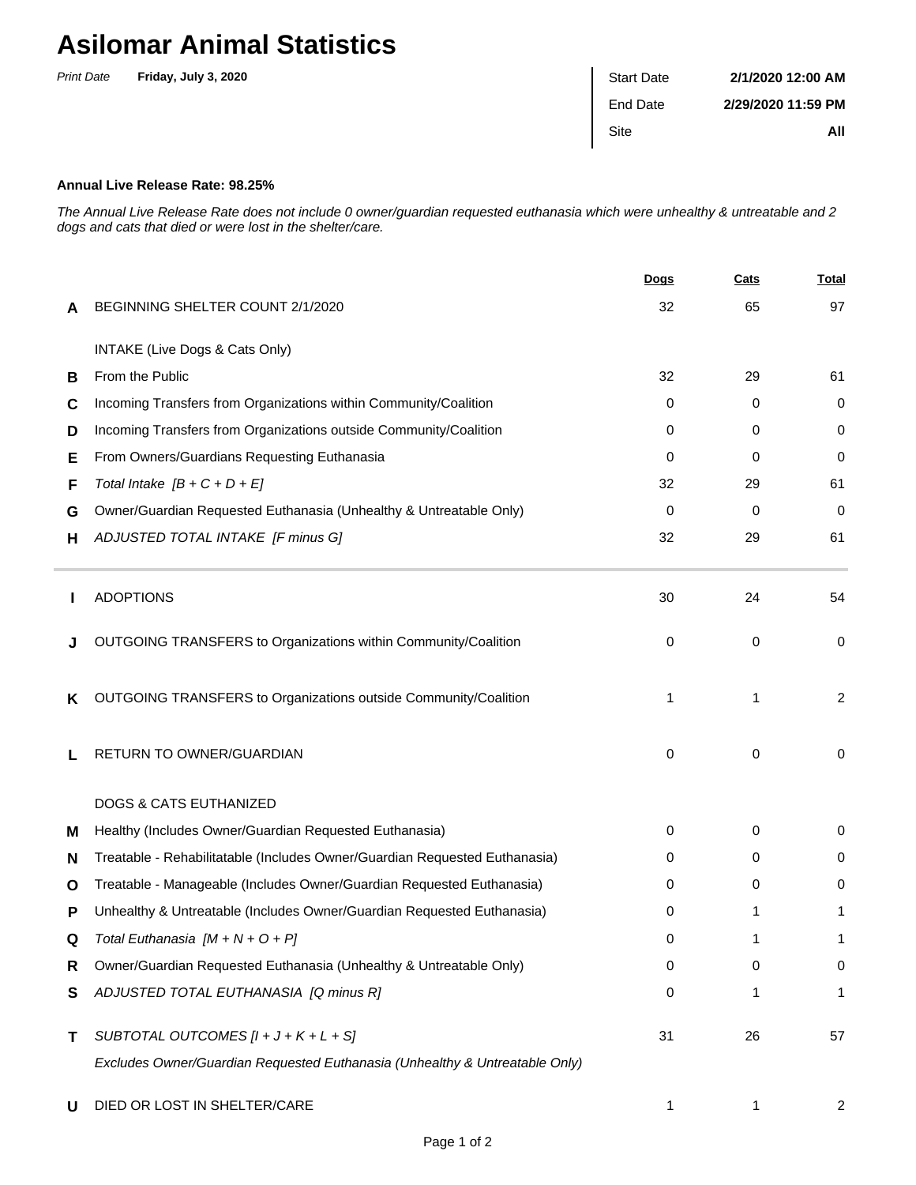# Asilomar Animal Statistics

*Print Date* **Friday, July 3, 2020**

| | |
|---|---|
| Start Date | **2/1/2020 12:00 AM** |
| End Date | **2/29/2020 11:59 PM** |
| Site | **All** |

**Annual Live Release Rate: 98.25%**

*The Annual Live Release Rate does not include 0 owner/guardian requested euthanasia which were unhealthy & untreatable and 2 dogs and cats that died or were lost in the shelter/care.*

| | | Dogs | Cats | Total |
|---|---|---|---|---|
| **A** | BEGINNING SHELTER COUNT 2/1/2020 | 32 | 65 | 97 |
| | INTAKE (Live Dogs & Cats Only) | | | |
| **B** | From the Public | 32 | 29 | 61 |
| **C** | Incoming Transfers from Organizations within Community/Coalition | 0 | 0 | 0 |
| **D** | Incoming Transfers from Organizations outside Community/Coalition | 0 | 0 | 0 |
| **E** | From Owners/Guardians Requesting Euthanasia | 0 | 0 | 0 |
| **F** | *Total Intake [B + C + D + E]* | 32 | 29 | 61 |
| **G** | Owner/Guardian Requested Euthanasia (Unhealthy & Untreatable Only) | 0 | 0 | 0 |
| **H** | *ADJUSTED TOTAL INTAKE [F minus G]* | 32 | 29 | 61 |
| **I** | ADOPTIONS | 30 | 24 | 54 |
| **J** | OUTGOING TRANSFERS to Organizations within Community/Coalition | 0 | 0 | 0 |
| **K** | OUTGOING TRANSFERS to Organizations outside Community/Coalition | 1 | 1 | 2 |
| **L** | RETURN TO OWNER/GUARDIAN | 0 | 0 | 0 |
| | DOGS & CATS EUTHANIZED | | | |
| **M** | Healthy (Includes Owner/Guardian Requested Euthanasia) | 0 | 0 | 0 |
| **N** | Treatable - Rehabilitatable (Includes Owner/Guardian Requested Euthanasia) | 0 | 0 | 0 |
| **O** | Treatable - Manageable (Includes Owner/Guardian Requested Euthanasia) | 0 | 0 | 0 |
| **P** | Unhealthy & Untreatable (Includes Owner/Guardian Requested Euthanasia) | 0 | 1 | 1 |
| **Q** | *Total Euthanasia [M + N + O + P]* | 0 | 1 | 1 |
| **R** | Owner/Guardian Requested Euthanasia (Unhealthy & Untreatable Only) | 0 | 0 | 0 |
| **S** | *ADJUSTED TOTAL EUTHANASIA [Q minus R]* | 0 | 1 | 1 |
| **T** | *SUBTOTAL OUTCOMES [I + J + K + L + S]* <br> *Excludes Owner/Guardian Requested Euthanasia (Unhealthy & Untreatable Only)* | 31 | 26 | 57 |
| **U** | DIED OR LOST IN SHELTER/CARE | 1 | 1 | 2 |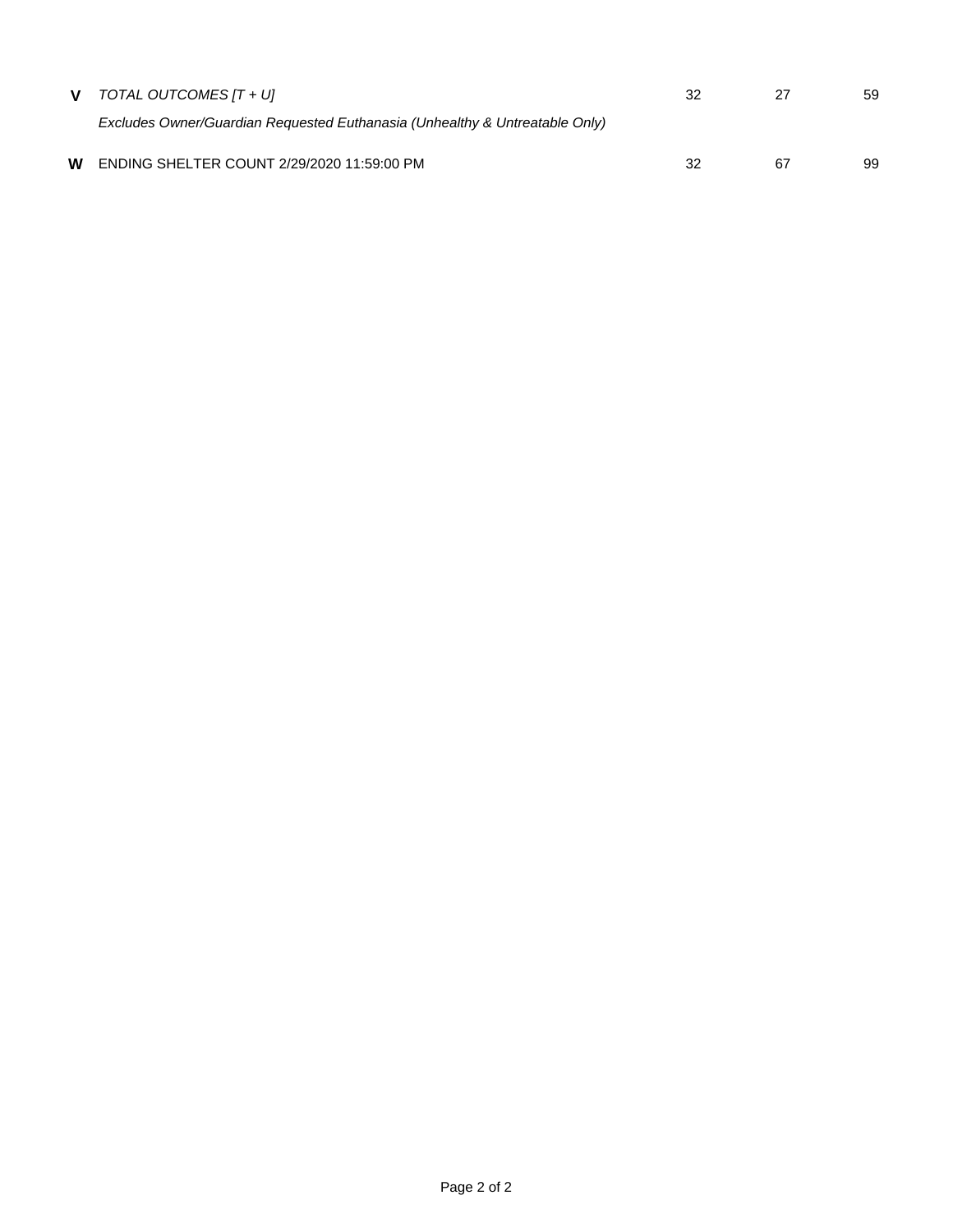| | | | | |
|---|---|---|---|---|
| **V** | *TOTAL OUTCOMES [T + U]* | 32 | 27 | 59 |
| | *Excludes Owner/Guardian Requested Euthanasia (Unhealthy & Untreatable Only)* | | | |
| **W** | ENDING SHELTER COUNT 2/29/2020 11:59:00 PM | 32 | 67 | 99 |